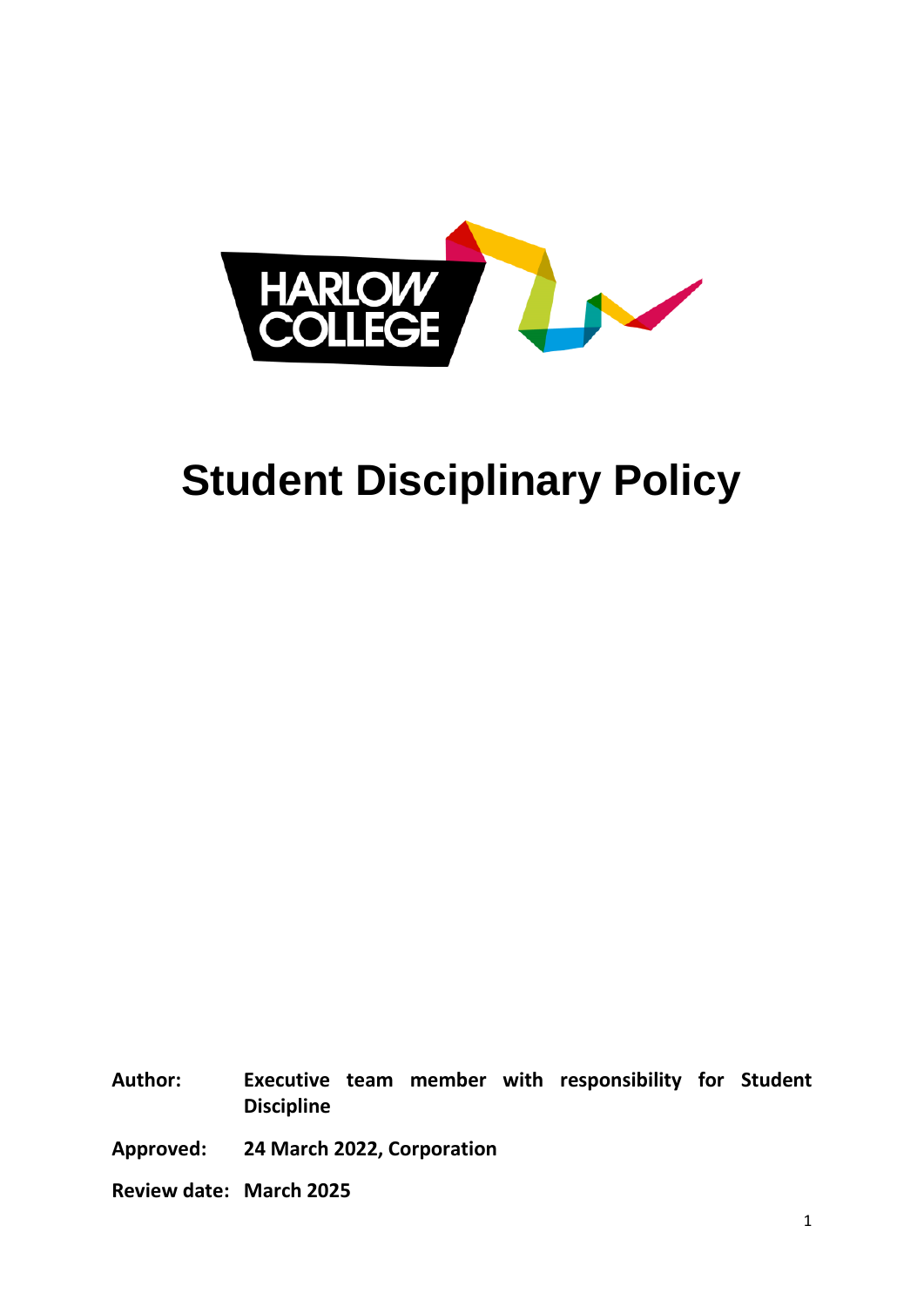# Student Disciplinary Policy

**Author:** Executive team member with responsibility for Student Discipline

**Approved:** 24 March 2022, Corporation

**Review date:** March 2025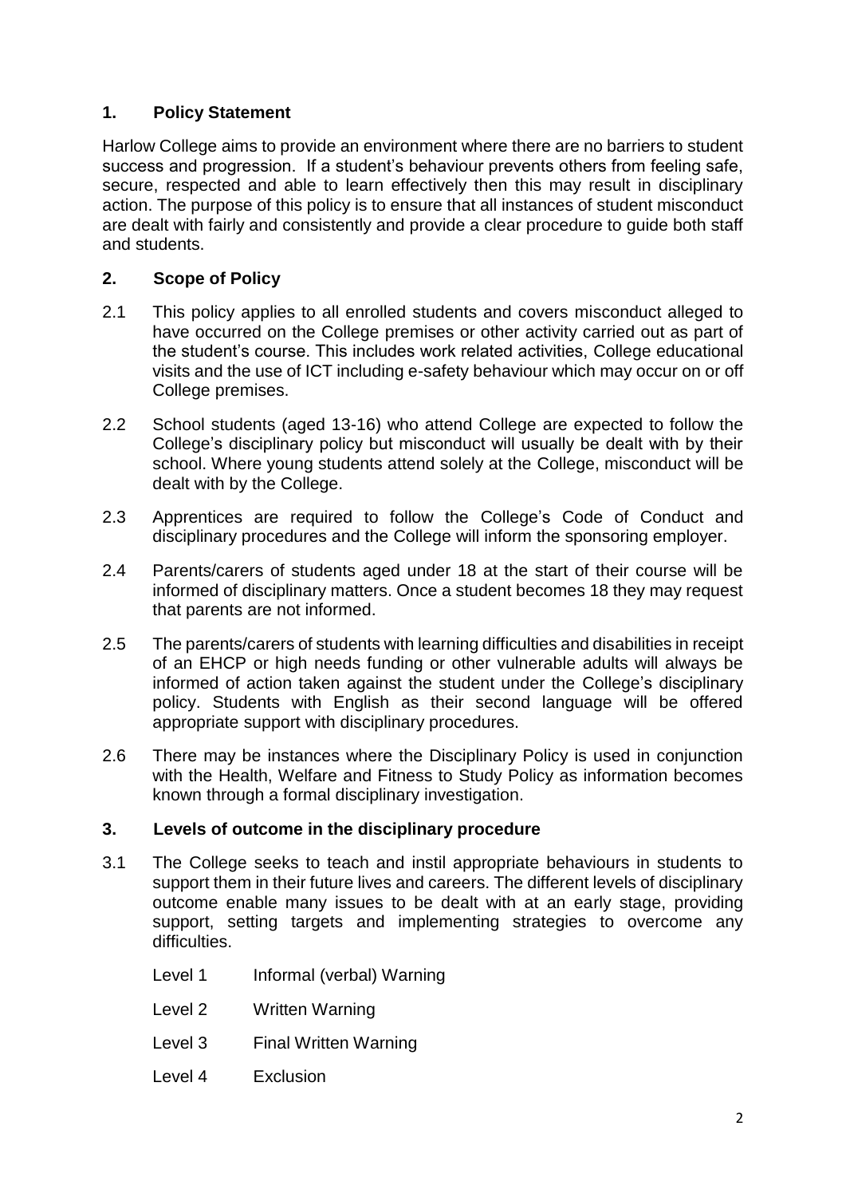## 1. Policy Statement

Harlow College aims to provide an environment where there are no barriers to student success and progression. If a student's behaviour prevents others from feeling safe, secure, respected and able to learn effectively then this may result in disciplinary action. The purpose of this policy is to ensure that all instances of student misconduct are dealt with fairly and consistently and provide a clear procedure to guide both staff and students.

## 2. Scope of Policy

2.1 This policy applies to all enrolled students and covers misconduct alleged to have occurred on the College premises or other activity carried out as part of the student's course. This includes work related activities, College educational visits and the use of ICT including e-safety behaviour which may occur on or off College premises.

2.2 School students (aged 13-16) who attend College are expected to follow the College's disciplinary policy but misconduct will usually be dealt with by their school. Where young students attend solely at the College, misconduct will be dealt with by the College.

2.3 Apprentices are required to follow the College's Code of Conduct and disciplinary procedures and the College will inform the sponsoring employer.

2.4 Parents/carers of students aged under 18 at the start of their course will be informed of disciplinary matters. Once a student becomes 18 they may request that parents are not informed.

2.5 The parents/carers of students with learning difficulties and disabilities in receipt of an EHCP or high needs funding or other vulnerable adults will always be informed of action taken against the student under the College's disciplinary policy. Students with English as their second language will be offered appropriate support with disciplinary procedures.

2.6 There may be instances where the Disciplinary Policy is used in conjunction with the Health, Welfare and Fitness to Study Policy as information becomes known through a formal disciplinary investigation.

## 3. Levels of outcome in the disciplinary procedure

3.1 The College seeks to teach and instil appropriate behaviours in students to support them in their future lives and careers. The different levels of disciplinary outcome enable many issues to be dealt with at an early stage, providing support, setting targets and implementing strategies to overcome any difficulties.

- Level 1 Informal (verbal) Warning
- Level 2 Written Warning
- Level 3 Final Written Warning
- Level 4 Exclusion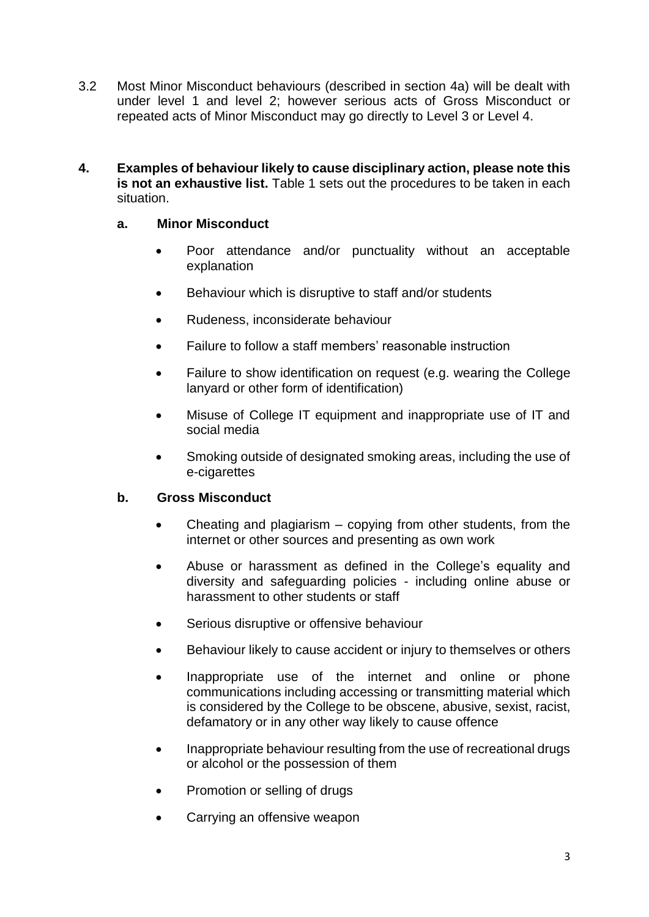3.2 Most Minor Misconduct behaviours (described in section 4a) will be dealt with under level 1 and level 2; however serious acts of Gross Misconduct or repeated acts of Minor Misconduct may go directly to Level 3 or Level 4.

**4. Examples of behaviour likely to cause disciplinary action, please note this is not an exhaustive list.** Table 1 sets out the procedures to be taken in each situation.

**a. Minor Misconduct**

- Poor attendance and/or punctuality without an acceptable explanation
- Behaviour which is disruptive to staff and/or students
- Rudeness, inconsiderate behaviour
- Failure to follow a staff members' reasonable instruction
- Failure to show identification on request (e.g. wearing the College lanyard or other form of identification)
- Misuse of College IT equipment and inappropriate use of IT and social media
- Smoking outside of designated smoking areas, including the use of e-cigarettes

**b. Gross Misconduct**

- Cheating and plagiarism – copying from other students, from the internet or other sources and presenting as own work
- Abuse or harassment as defined in the College's equality and diversity and safeguarding policies - including online abuse or harassment to other students or staff
- Serious disruptive or offensive behaviour
- Behaviour likely to cause accident or injury to themselves or others
- Inappropriate use of the internet and online or phone communications including accessing or transmitting material which is considered by the College to be obscene, abusive, sexist, racist, defamatory or in any other way likely to cause offence
- Inappropriate behaviour resulting from the use of recreational drugs or alcohol or the possession of them
- Promotion or selling of drugs
- Carrying an offensive weapon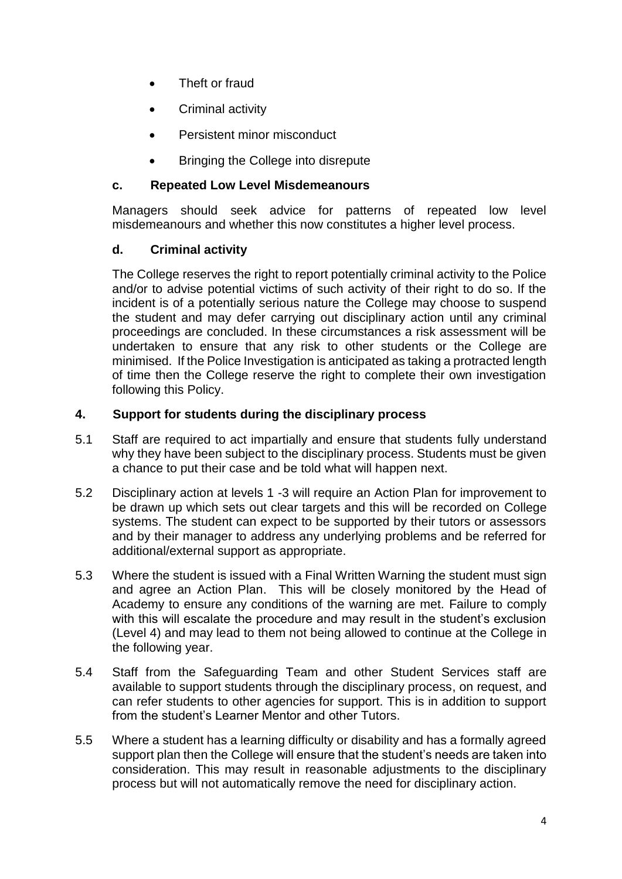- Theft or fraud
- Criminal activity
- Persistent minor misconduct
- Bringing the College into disrepute

### c. Repeated Low Level Misdemeanours

Managers should seek advice for patterns of repeated low level misdemeanours and whether this now constitutes a higher level process.

### d. Criminal activity

The College reserves the right to report potentially criminal activity to the Police and/or to advise potential victims of such activity of their right to do so. If the incident is of a potentially serious nature the College may choose to suspend the student and may defer carrying out disciplinary action until any criminal proceedings are concluded. In these circumstances a risk assessment will be undertaken to ensure that any risk to other students or the College are minimised. If the Police Investigation is anticipated as taking a protracted length of time then the College reserve the right to complete their own investigation following this Policy.

## 4. Support for students during the disciplinary process

5.1 Staff are required to act impartially and ensure that students fully understand why they have been subject to the disciplinary process. Students must be given a chance to put their case and be told what will happen next.

5.2 Disciplinary action at levels 1 -3 will require an Action Plan for improvement to be drawn up which sets out clear targets and this will be recorded on College systems. The student can expect to be supported by their tutors or assessors and by their manager to address any underlying problems and be referred for additional/external support as appropriate.

5.3 Where the student is issued with a Final Written Warning the student must sign and agree an Action Plan. This will be closely monitored by the Head of Academy to ensure any conditions of the warning are met. Failure to comply with this will escalate the procedure and may result in the student's exclusion (Level 4) and may lead to them not being allowed to continue at the College in the following year.

5.4 Staff from the Safeguarding Team and other Student Services staff are available to support students through the disciplinary process, on request, and can refer students to other agencies for support. This is in addition to support from the student's Learner Mentor and other Tutors.

5.5 Where a student has a learning difficulty or disability and has a formally agreed support plan then the College will ensure that the student's needs are taken into consideration. This may result in reasonable adjustments to the disciplinary process but will not automatically remove the need for disciplinary action.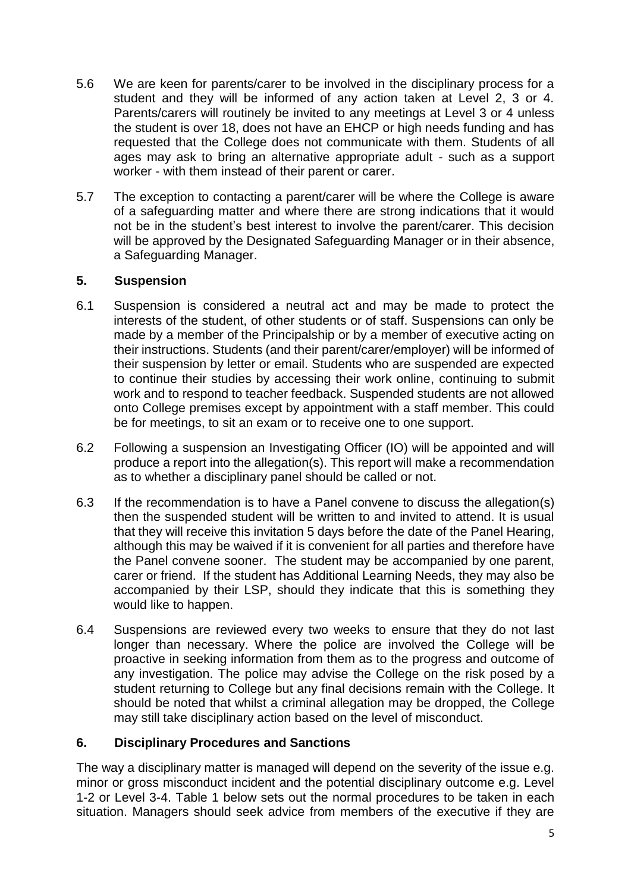5.6 We are keen for parents/carer to be involved in the disciplinary process for a student and they will be informed of any action taken at Level 2, 3 or 4. Parents/carers will routinely be invited to any meetings at Level 3 or 4 unless the student is over 18, does not have an EHCP or high needs funding and has requested that the College does not communicate with them. Students of all ages may ask to bring an alternative appropriate adult - such as a support worker - with them instead of their parent or carer.

5.7 The exception to contacting a parent/carer will be where the College is aware of a safeguarding matter and where there are strong indications that it would not be in the student's best interest to involve the parent/carer. This decision will be approved by the Designated Safeguarding Manager or in their absence, a Safeguarding Manager.

## 5. Suspension

6.1 Suspension is considered a neutral act and may be made to protect the interests of the student, of other students or of staff. Suspensions can only be made by a member of the Principalship or by a member of executive acting on their instructions. Students (and their parent/carer/employer) will be informed of their suspension by letter or email. Students who are suspended are expected to continue their studies by accessing their work online, continuing to submit work and to respond to teacher feedback. Suspended students are not allowed onto College premises except by appointment with a staff member. This could be for meetings, to sit an exam or to receive one to one support.

6.2 Following a suspension an Investigating Officer (IO) will be appointed and will produce a report into the allegation(s). This report will make a recommendation as to whether a disciplinary panel should be called or not.

6.3 If the recommendation is to have a Panel convene to discuss the allegation(s) then the suspended student will be written to and invited to attend. It is usual that they will receive this invitation 5 days before the date of the Panel Hearing, although this may be waived if it is convenient for all parties and therefore have the Panel convene sooner. The student may be accompanied by one parent, carer or friend. If the student has Additional Learning Needs, they may also be accompanied by their LSP, should they indicate that this is something they would like to happen.

6.4 Suspensions are reviewed every two weeks to ensure that they do not last longer than necessary. Where the police are involved the College will be proactive in seeking information from them as to the progress and outcome of any investigation. The police may advise the College on the risk posed by a student returning to College but any final decisions remain with the College. It should be noted that whilst a criminal allegation may be dropped, the College may still take disciplinary action based on the level of misconduct.

## 6. Disciplinary Procedures and Sanctions

The way a disciplinary matter is managed will depend on the severity of the issue e.g. minor or gross misconduct incident and the potential disciplinary outcome e.g. Level 1-2 or Level 3-4. Table 1 below sets out the normal procedures to be taken in each situation. Managers should seek advice from members of the executive if they are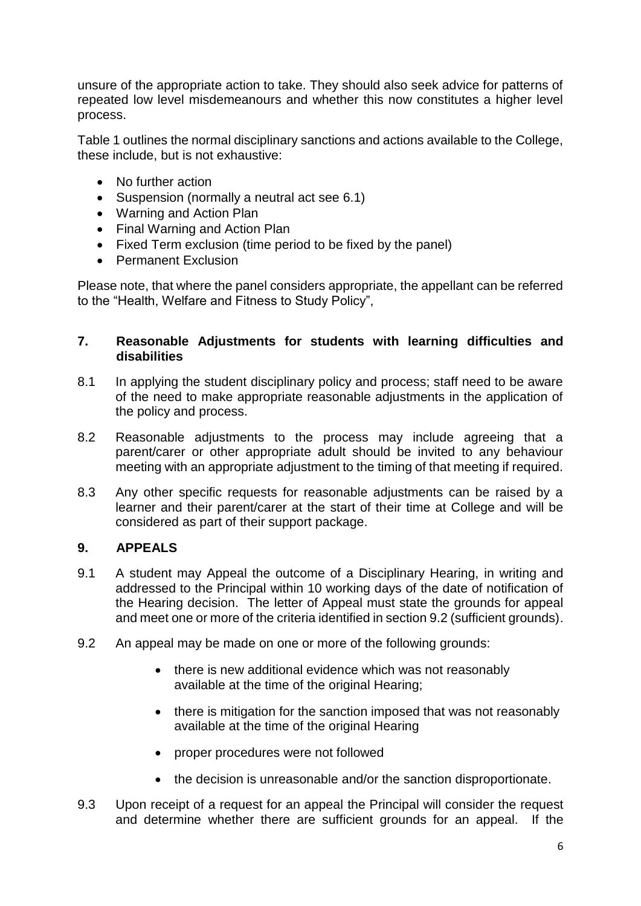unsure of the appropriate action to take. They should also seek advice for patterns of repeated low level misdemeanours and whether this now constitutes a higher level process.

Table 1 outlines the normal disciplinary sanctions and actions available to the College, these include, but is not exhaustive:

- No further action
- Suspension (normally a neutral act see 6.1)
- Warning and Action Plan
- Final Warning and Action Plan
- Fixed Term exclusion (time period to be fixed by the panel)
- Permanent Exclusion

Please note, that where the panel considers appropriate, the appellant can be referred to the "Health, Welfare and Fitness to Study Policy",

## 7. Reasonable Adjustments for students with learning difficulties and disabilities

8.1 In applying the student disciplinary policy and process; staff need to be aware of the need to make appropriate reasonable adjustments in the application of the policy and process.

8.2 Reasonable adjustments to the process may include agreeing that a parent/carer or other appropriate adult should be invited to any behaviour meeting with an appropriate adjustment to the timing of that meeting if required.

8.3 Any other specific requests for reasonable adjustments can be raised by a learner and their parent/carer at the start of their time at College and will be considered as part of their support package.

## 9. APPEALS

9.1 A student may Appeal the outcome of a Disciplinary Hearing, in writing and addressed to the Principal within 10 working days of the date of notification of the Hearing decision. The letter of Appeal must state the grounds for appeal and meet one or more of the criteria identified in section 9.2 (sufficient grounds).

9.2 An appeal may be made on one or more of the following grounds:

- there is new additional evidence which was not reasonably available at the time of the original Hearing;
- there is mitigation for the sanction imposed that was not reasonably available at the time of the original Hearing
- proper procedures were not followed
- the decision is unreasonable and/or the sanction disproportionate.

9.3 Upon receipt of a request for an appeal the Principal will consider the request and determine whether there are sufficient grounds for an appeal. If the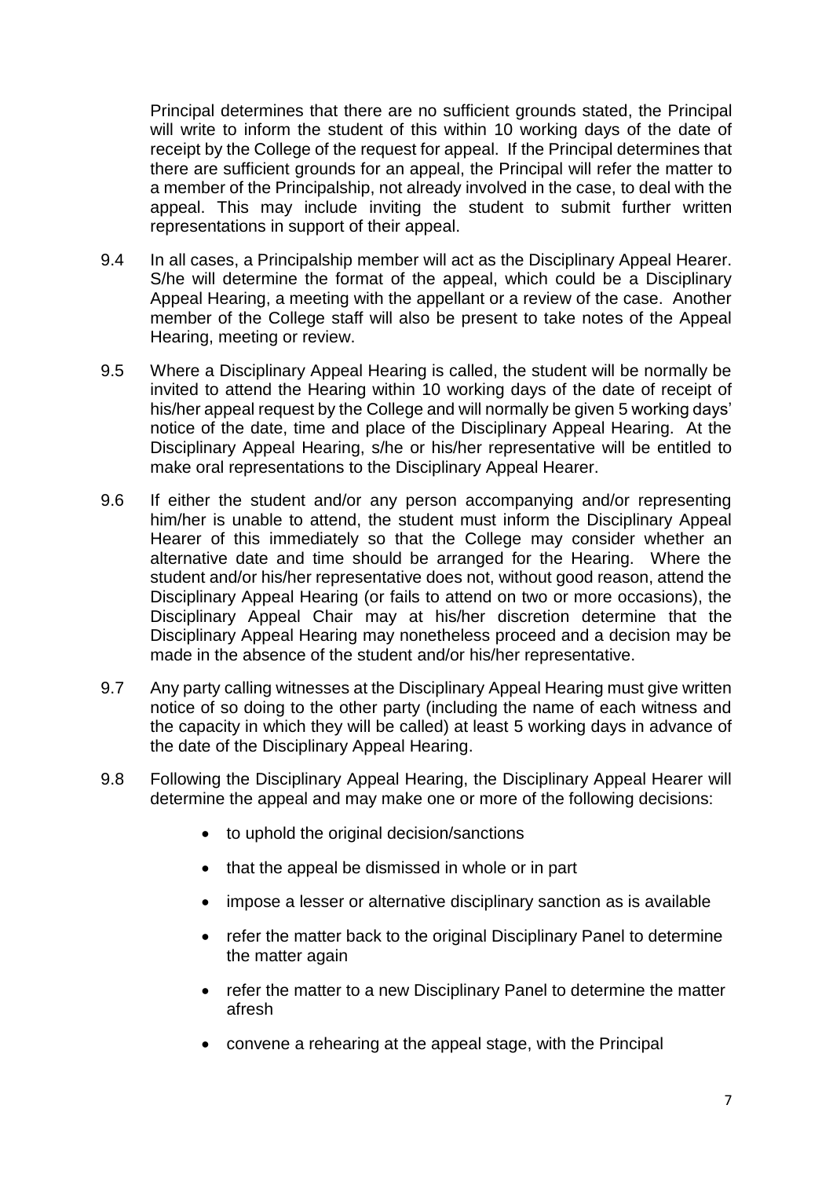Principal determines that there are no sufficient grounds stated, the Principal will write to inform the student of this within 10 working days of the date of receipt by the College of the request for appeal. If the Principal determines that there are sufficient grounds for an appeal, the Principal will refer the matter to a member of the Principalship, not already involved in the case, to deal with the appeal. This may include inviting the student to submit further written representations in support of their appeal.

9.4 In all cases, a Principalship member will act as the Disciplinary Appeal Hearer. S/he will determine the format of the appeal, which could be a Disciplinary Appeal Hearing, a meeting with the appellant or a review of the case. Another member of the College staff will also be present to take notes of the Appeal Hearing, meeting or review.

9.5 Where a Disciplinary Appeal Hearing is called, the student will be normally be invited to attend the Hearing within 10 working days of the date of receipt of his/her appeal request by the College and will normally be given 5 working days' notice of the date, time and place of the Disciplinary Appeal Hearing. At the Disciplinary Appeal Hearing, s/he or his/her representative will be entitled to make oral representations to the Disciplinary Appeal Hearer.

9.6 If either the student and/or any person accompanying and/or representing him/her is unable to attend, the student must inform the Disciplinary Appeal Hearer of this immediately so that the College may consider whether an alternative date and time should be arranged for the Hearing. Where the student and/or his/her representative does not, without good reason, attend the Disciplinary Appeal Hearing (or fails to attend on two or more occasions), the Disciplinary Appeal Chair may at his/her discretion determine that the Disciplinary Appeal Hearing may nonetheless proceed and a decision may be made in the absence of the student and/or his/her representative.

9.7 Any party calling witnesses at the Disciplinary Appeal Hearing must give written notice of so doing to the other party (including the name of each witness and the capacity in which they will be called) at least 5 working days in advance of the date of the Disciplinary Appeal Hearing.

9.8 Following the Disciplinary Appeal Hearing, the Disciplinary Appeal Hearer will determine the appeal and may make one or more of the following decisions:

- to uphold the original decision/sanctions
- that the appeal be dismissed in whole or in part
- impose a lesser or alternative disciplinary sanction as is available
- refer the matter back to the original Disciplinary Panel to determine the matter again
- refer the matter to a new Disciplinary Panel to determine the matter afresh
- convene a rehearing at the appeal stage, with the Principal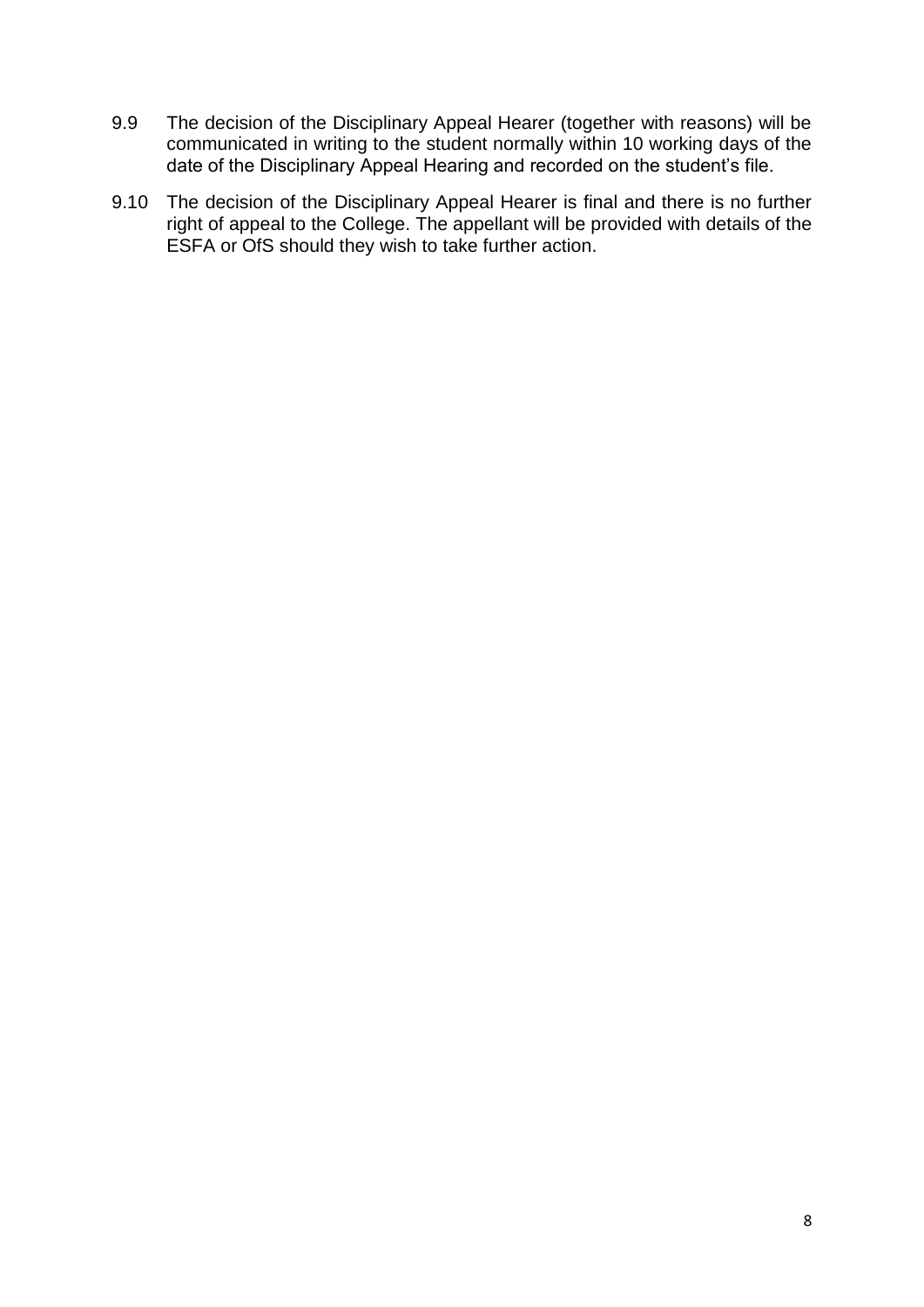9.9 The decision of the Disciplinary Appeal Hearer (together with reasons) will be communicated in writing to the student normally within 10 working days of the date of the Disciplinary Appeal Hearing and recorded on the student's file.

9.10 The decision of the Disciplinary Appeal Hearer is final and there is no further right of appeal to the College. The appellant will be provided with details of the ESFA or OfS should they wish to take further action.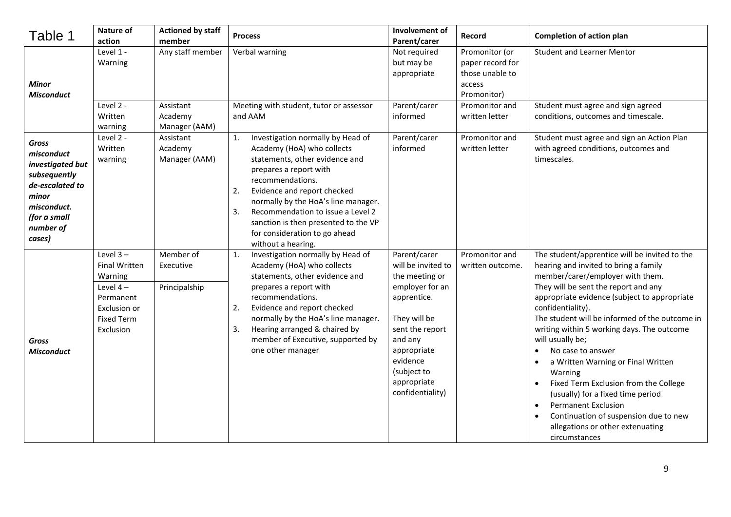# Table 1

| | Nature of action | Actioned by staff member | Process | Involvement of Parent/carer | Record | Completion of action plan |
|---|---|---|---|---|---|---|
| ***Minor Misconduct*** | Level 1 - Warning | Any staff member | Verbal warning | Not required but may be appropriate | Promonitor (or paper record for those unable to access Promonitor) | Student and Learner Mentor |
| | Level 2 - Written warning | Assistant Academy Manager (AAM) | Meeting with student, tutor or assessor and AAM | Parent/carer informed | Promonitor and written letter | Student must agree and sign agreed conditions, outcomes and timescale. |
| ***Gross misconduct investigated but subsequently de-escalated to minor misconduct. (for a small number of cases)*** | Level 2 - Written warning | Assistant Academy Manager (AAM) | 1. Investigation normally by Head of Academy (HoA) who collects statements, other evidence and prepares a report with recommendations.<br>2. Evidence and report checked normally by the HoA's line manager.<br>3. Recommendation to issue a Level 2 sanction is then presented to the VP for consideration to go ahead without a hearing. | Parent/carer informed | Promonitor and written letter | Student must agree and sign an Action Plan with agreed conditions, outcomes and timescales. |
| ***Gross Misconduct*** | Level 3 – Final Written Warning<br><br>Level 4 – Permanent Exclusion or Fixed Term Exclusion | Member of Executive<br><br>Principalship | 1. Investigation normally by Head of Academy (HoA) who collects statements, other evidence and prepares a report with recommendations.<br>2. Evidence and report checked normally by the HoA's line manager.<br>3. Hearing arranged & chaired by member of Executive, supported by one other manager | Parent/carer will be invited to the meeting or employer for an apprentice.<br><br>They will be sent the report and any appropriate evidence (subject to appropriate confidentiality) | Promonitor and written outcome. | The student/apprentice will be invited to the hearing and invited to bring a family member/carer/employer with them.<br>They will be sent the report and any appropriate evidence (subject to appropriate confidentiality).<br>The student will be informed of the outcome in writing within 5 working days. The outcome will usually be;<br>• No case to answer<br>• a Written Warning or Final Written Warning<br>• Fixed Term Exclusion from the College (usually) for a fixed time period<br>• Permanent Exclusion<br>• Continuation of suspension due to new allegations or other extenuating circumstances |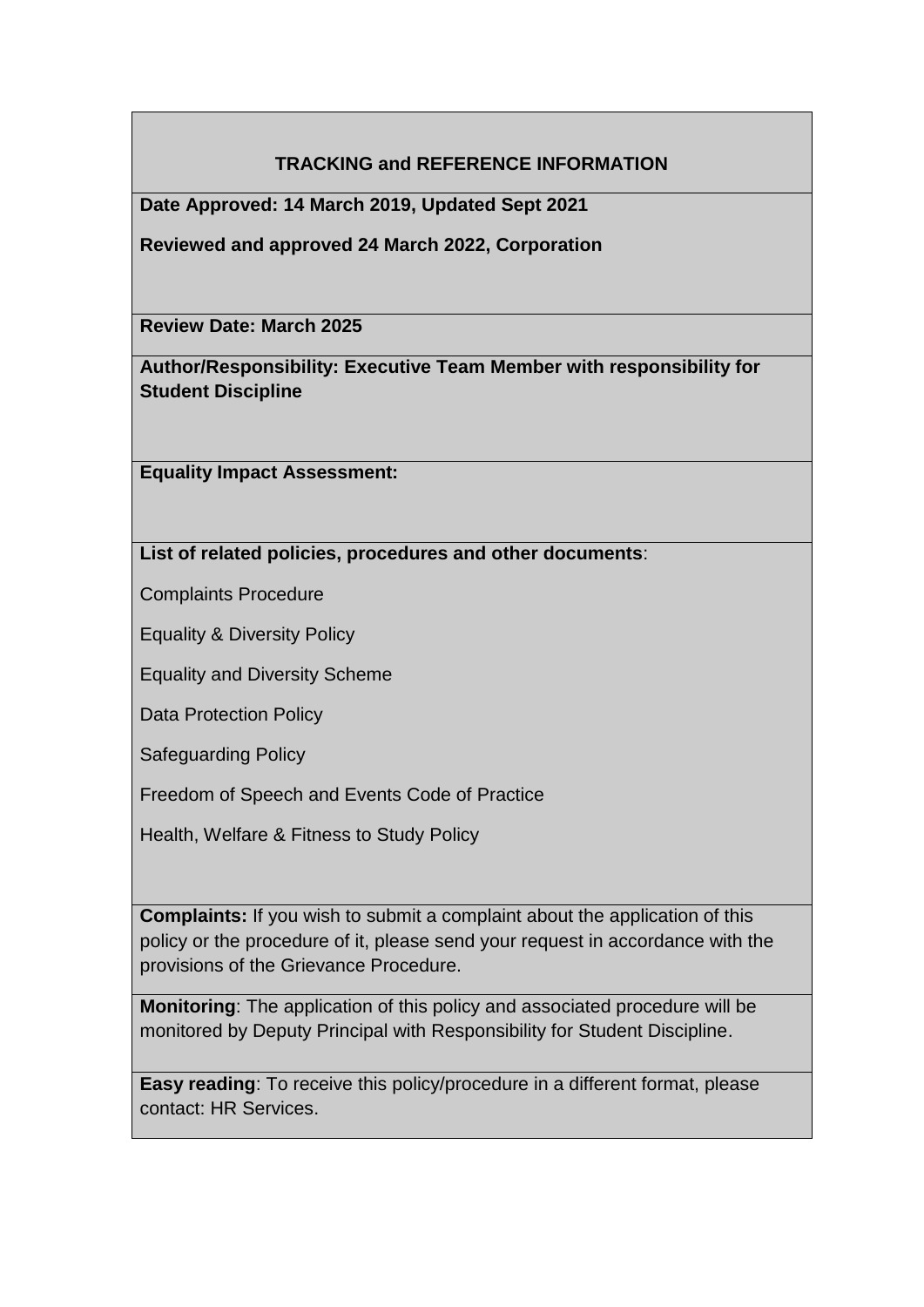## TRACKING and REFERENCE INFORMATION

**Date Approved: 14 March 2019, Updated Sept 2021**

**Reviewed and approved 24 March 2022, Corporation**

**Review Date: March 2025**

**Author/Responsibility: Executive Team Member with responsibility for Student Discipline**

**Equality Impact Assessment:**

**List of related policies, procedures and other documents**:

Complaints Procedure

Equality & Diversity Policy

Equality and Diversity Scheme

Data Protection Policy

Safeguarding Policy

Freedom of Speech and Events Code of Practice

Health, Welfare & Fitness to Study Policy

**Complaints:** If you wish to submit a complaint about the application of this policy or the procedure of it, please send your request in accordance with the provisions of the Grievance Procedure.

**Monitoring**: The application of this policy and associated procedure will be monitored by Deputy Principal with Responsibility for Student Discipline.

**Easy reading**: To receive this policy/procedure in a different format, please contact: HR Services.